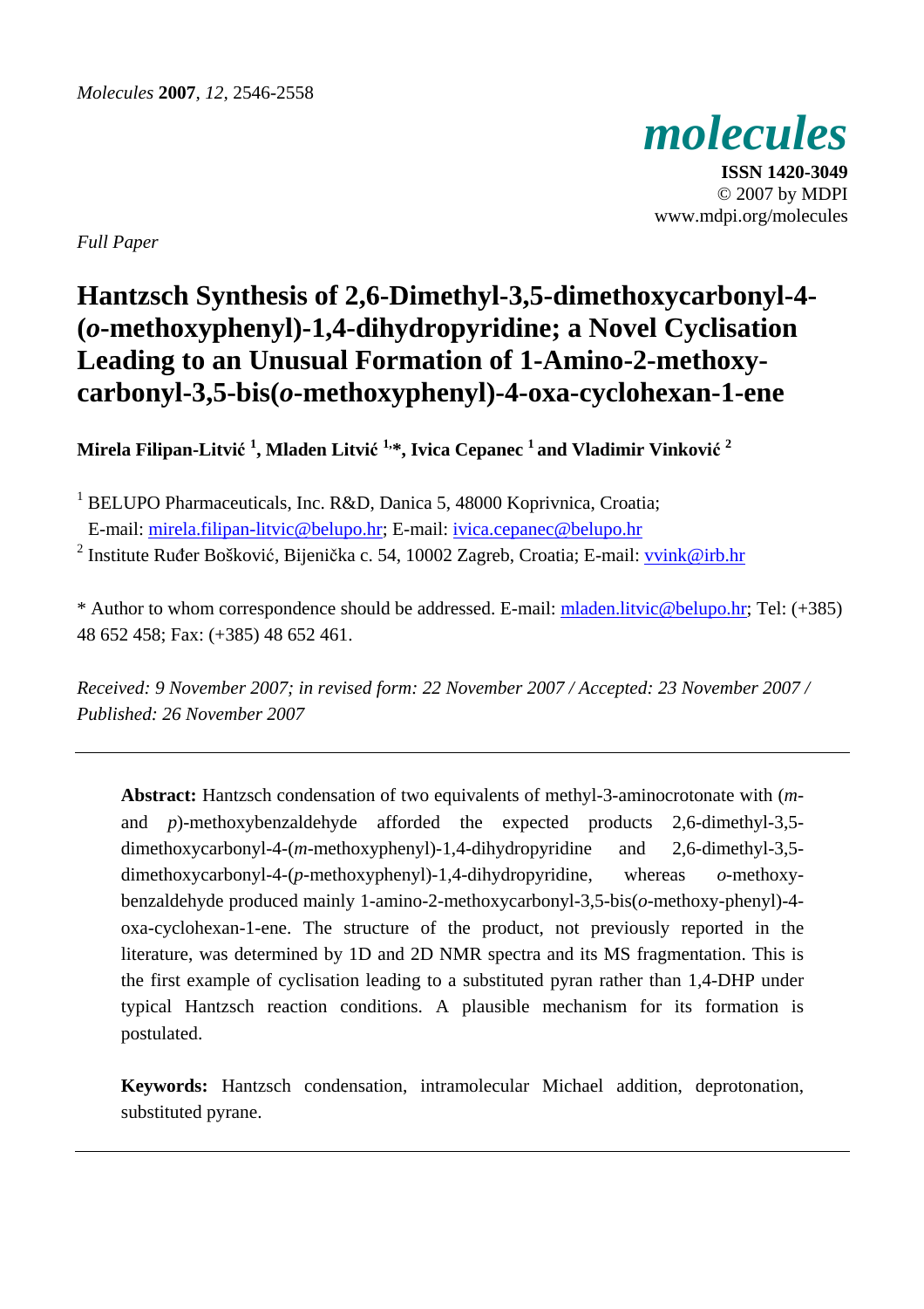*Molecules* **2007**, *12*, 2546-2558

*molecules*

**ISSN 1420-3049**
© 2007 by MDPI
www.mdpi.org/molecules

*Full Paper*

# Hantzsch Synthesis of 2,6-Dimethyl-3,5-dimethoxycarbonyl-4-(*o*-methoxyphenyl)-1,4-dihydropyridine; a Novel Cyclisation Leading to an Unusual Formation of 1-Amino-2-methoxy-carbonyl-3,5-bis(*o*-methoxyphenyl)-4-oxa-cyclohexan-1-ene

**Mirela Filipan-Litvić [1], Mladen Litvić [1,*], Ivica Cepanec [1] and Vladimir Vinković [2]**

[1] BELUPO Pharmaceuticals, Inc. R&D, Danica 5, 48000 Koprivnica, Croatia;
E-mail: mirela.filipan-litvic@belupo.hr; E-mail: ivica.cepanec@belupo.hr

[2] Institute Ruđer Bošković, Bijenička c. 54, 10002 Zagreb, Croatia; E-mail: vvink@irb.hr

* Author to whom correspondence should be addressed. E-mail: mladen.litvic@belupo.hr; Tel: (+385) 48 652 458; Fax: (+385) 48 652 461.

*Received: 9 November 2007; in revised form: 22 November 2007 / Accepted: 23 November 2007 / Published: 26 November 2007*

---

**Abstract:** Hantzsch condensation of two equivalents of methyl-3-aminocrotonate with (*m*- and *p*)-methoxybenzaldehyde afforded the expected products 2,6-dimethyl-3,5-dimethoxycarbonyl-4-(*m*-methoxyphenyl)-1,4-dihydropyridine and 2,6-dimethyl-3,5-dimethoxycarbonyl-4-(*p*-methoxyphenyl)-1,4-dihydropyridine, whereas *o*-methoxy-benzaldehyde produced mainly 1-amino-2-methoxycarbonyl-3,5-bis(*o*-methoxy-phenyl)-4-oxa-cyclohexan-1-ene. The structure of the product, not previously reported in the literature, was determined by 1D and 2D NMR spectra and its MS fragmentation. This is the first example of cyclisation leading to a substituted pyran rather than 1,4-DHP under typical Hantzsch reaction conditions. A plausible mechanism for its formation is postulated.

**Keywords:** Hantzsch condensation, intramolecular Michael addition, deprotonation, substituted pyrane.

---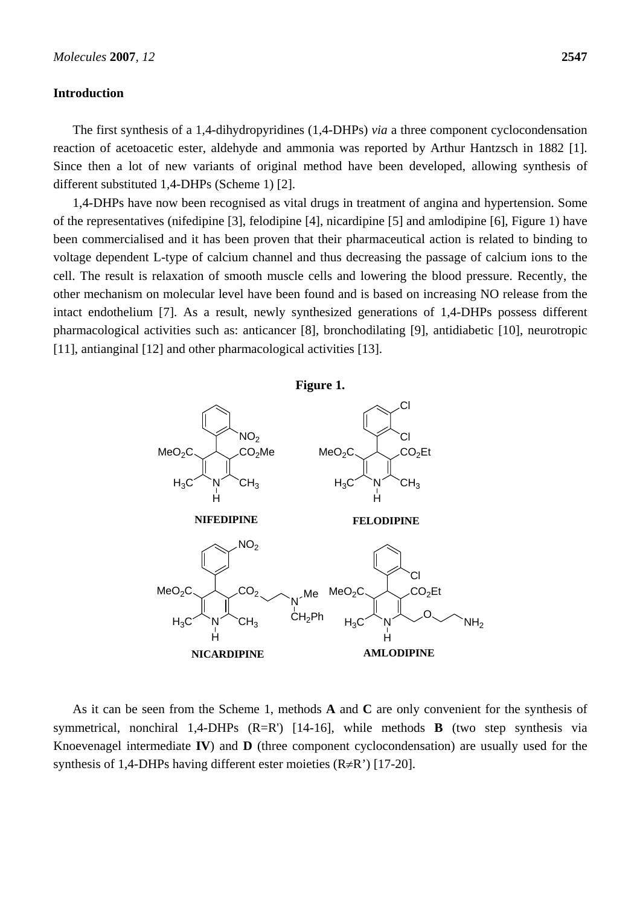## Introduction

The first synthesis of a 1,4-dihydropyridines (1,4-DHPs) *via* a three component cyclocondensation reaction of acetoacetic ester, aldehyde and ammonia was reported by Arthur Hantzsch in 1882 [1]. Since then a lot of new variants of original method have been developed, allowing synthesis of different substituted 1,4-DHPs (Scheme 1) [2].

1,4-DHPs have now been recognised as vital drugs in treatment of angina and hypertension. Some of the representatives (nifedipine [3], felodipine [4], nicardipine [5] and amlodipine [6], Figure 1) have been commercialised and it has been proven that their pharmaceutical action is related to binding to voltage dependent L-type of calcium channel and thus decreasing the passage of calcium ions to the cell. The result is relaxation of smooth muscle cells and lowering the blood pressure. Recently, the other mechanism on molecular level have been found and is based on increasing NO release from the intact endothelium [7]. As a result, newly synthesized generations of 1,4-DHPs possess different pharmacological activities such as: anticancer [8], bronchodilating [9], antidiabetic [10], neurotropic [11], antianginal [12] and other pharmacological activities [13].

**Figure 1.**

NIFEDIPINE FELODIPINE NICARDIPINE AMLODIPINE

As it can be seen from the Scheme 1, methods **A** and **C** are only convenient for the synthesis of symmetrical, nonchiral 1,4-DHPs (R=R') [14-16], while methods **B** (two step synthesis via Knoevenagel intermediate **IV**) and **D** (three component cyclocondensation) are usually used for the synthesis of 1,4-DHPs having different ester moieties (R≠R') [17-20].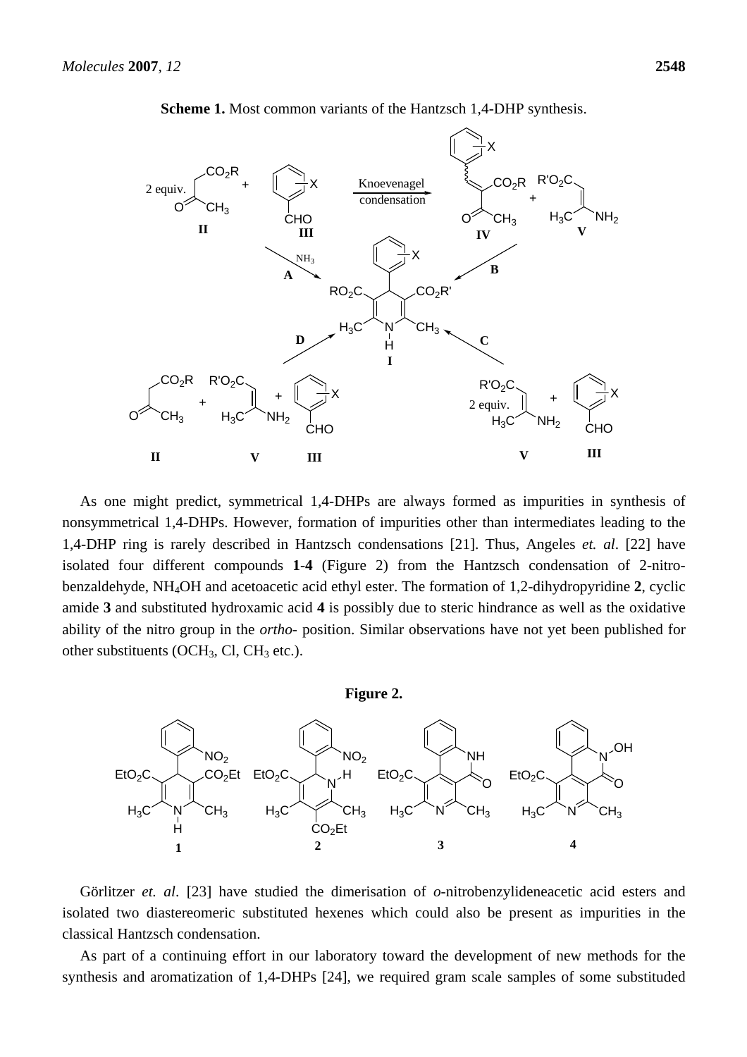**Scheme 1.** Most common variants of the Hantzsch 1,4-DHP synthesis.

As one might predict, symmetrical 1,4-DHPs are always formed as impurities in synthesis of nonsymmetrical 1,4-DHPs. However, formation of impurities other than intermediates leading to the 1,4-DHP ring is rarely described in Hantzsch condensations [21]. Thus, Angeles *et. al*. [22] have isolated four different compounds **1**-**4** (Figure 2) from the Hantzsch condensation of 2-nitrobenzaldehyde, $NH_4OH$ and acetoacetic acid ethyl ester. The formation of 1,2-dihydropyridine **2**, cyclic amide **3** and substituted hydroxamic acid **4** is possibly due to steric hindrance as well as the oxidative ability of the nitro group in the *ortho*- position. Similar observations have not yet been published for other substituents ($OCH_3$, Cl, $CH_3$ etc.).

**Figure 2.**

Görlitzer *et. al*. [23] have studied the dimerisation of *o*-nitrobenzylideneacetic acid esters and isolated two diastereomeric substituted hexenes which could also be present as impurities in the classical Hantzsch condensation.

As part of a continuing effort in our laboratory toward the development of new methods for the synthesis and aromatization of 1,4-DHPs [24], we required gram scale samples of some substituded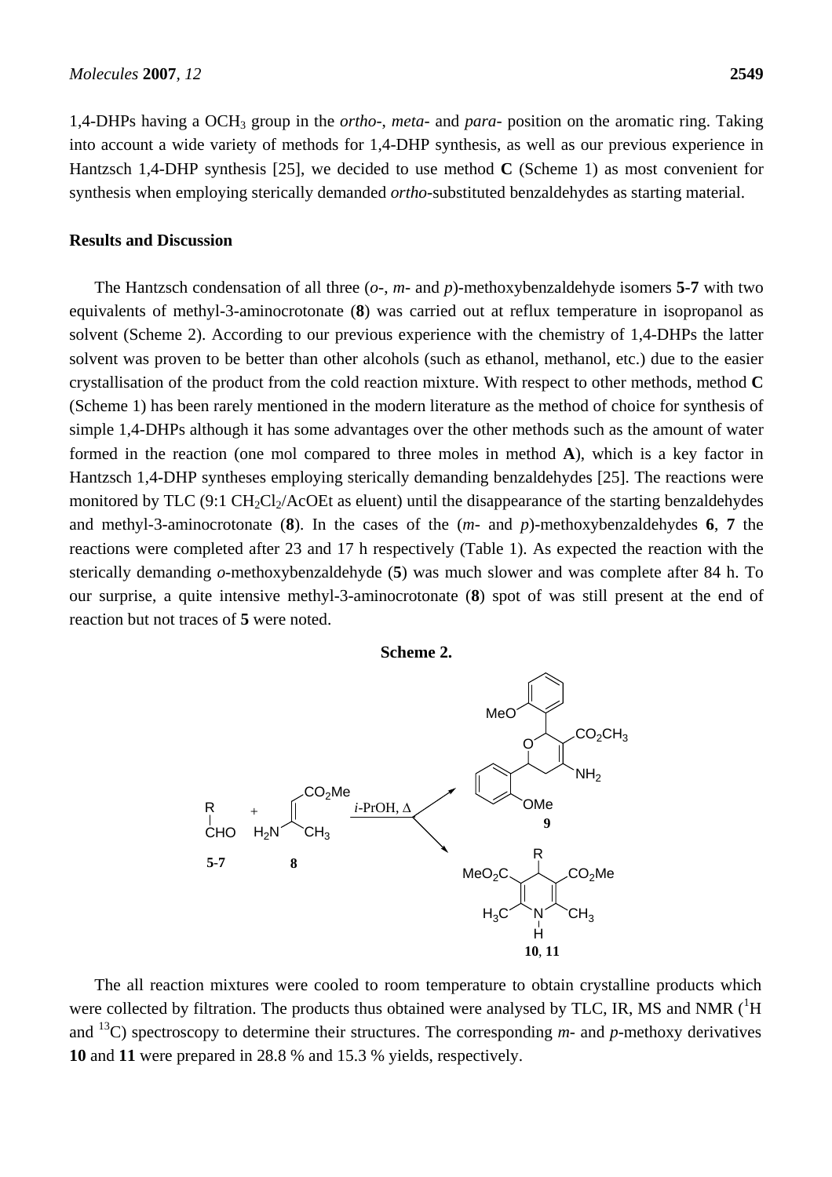1,4-DHPs having a $OCH_3$ group in the *ortho*-, *meta*- and *para*- position on the aromatic ring. Taking into account a wide variety of methods for 1,4-DHP synthesis, as well as our previous experience in Hantzsch 1,4-DHP synthesis [25], we decided to use method **C** (Scheme 1) as most convenient for synthesis when employing sterically demanded *ortho*-substituted benzaldehydes as starting material.

## Results and Discussion

The Hantzsch condensation of all three (*o*-, *m*- and *p*)-methoxybenzaldehyde isomers **5**-**7** with two equivalents of methyl-3-aminocrotonate (**8**) was carried out at reflux temperature in isopropanol as solvent (Scheme 2). According to our previous experience with the chemistry of 1,4-DHPs the latter solvent was proven to be better than other alcohols (such as ethanol, methanol, etc.) due to the easier crystallisation of the product from the cold reaction mixture. With respect to other methods, method **C** (Scheme 1) has been rarely mentioned in the modern literature as the method of choice for synthesis of simple 1,4-DHPs although it has some advantages over the other methods such as the amount of water formed in the reaction (one mol compared to three moles in method **A**), which is a key factor in Hantzsch 1,4-DHP syntheses employing sterically demanding benzaldehydes [25]. The reactions were monitored by TLC (9:1 $CH_2Cl_2$/AcOEt as eluent) until the disappearance of the starting benzaldehydes and methyl-3-aminocrotonate (**8**). In the cases of the (*m*- and *p*)-methoxybenzaldehydes **6**, **7** the reactions were completed after 23 and 17 h respectively (Table 1). As expected the reaction with the sterically demanding *o*-methoxybenzaldehyde (**5**) was much slower and was complete after 84 h. To our surprise, a quite intensive methyl-3-aminocrotonate (**8**) spot of was still present at the end of reaction but not traces of **5** were noted.

**Scheme 2.**

The all reaction mixtures were cooled to room temperature to obtain crystalline products which were collected by filtration. The products thus obtained were analysed by TLC, IR, MS and NMR ($^1H$ and $^{13}C$) spectroscopy to determine their structures. The corresponding *m*- and *p*-methoxy derivatives **10** and **11** were prepared in 28.8 % and 15.3 % yields, respectively.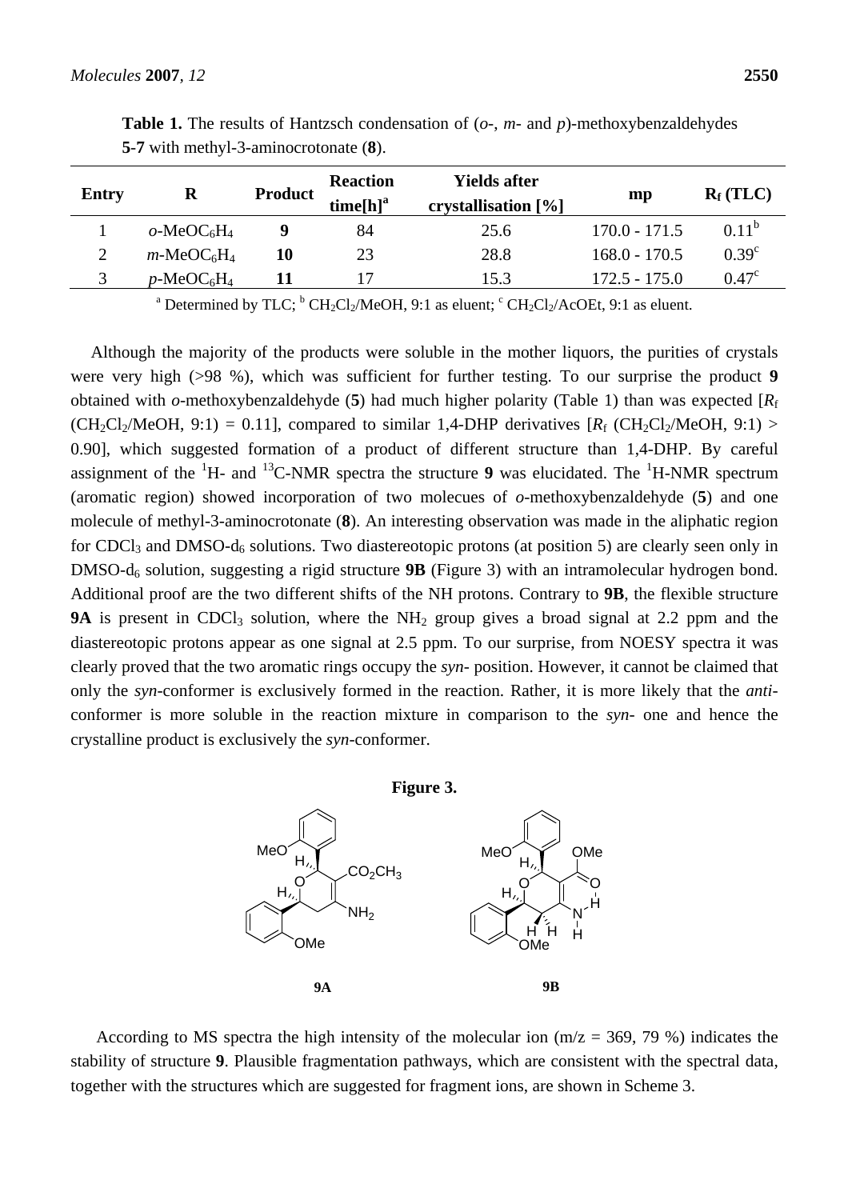**Table 1.** The results of Hantzsch condensation of (*o*-, *m*- and *p*)-methoxybenzaldehydes **5**-**7** with methyl-3-aminocrotonate (**8**).

| Entry | R | Product | Reaction time[h][a] | Yields after crystallisation [%] | mp | $R_f$ (TLC) |
|---|---|---|---|---|---|---|
| 1 | *o*-$MeOC_6H_4$ | **9** | 84 | 25.6 | 170.0 - 171.5 | 0.11[b] |
| 2 | *m*-$MeOC_6H_4$ | **10** | 23 | 28.8 | 168.0 - 170.5 | 0.39[c] |
| 3 | *p*-$MeOC_6H_4$ | **11** | 17 | 15.3 | 172.5 - 175.0 | 0.47[c] |

[a] Determined by TLC; [b] $CH_2Cl_2$/MeOH, 9:1 as eluent; [c] $CH_2Cl_2$/AcOEt, 9:1 as eluent.

Although the majority of the products were soluble in the mother liquors, the purities of crystals were very high (>98 %), which was sufficient for further testing. To our surprise the product **9** obtained with *o*-methoxybenzaldehyde (**5**) had much higher polarity (Table 1) than was expected [$R_f$ ($CH_2Cl_2$/MeOH, 9:1) = 0.11], compared to similar 1,4-DHP derivatives [$R_f$ ($CH_2Cl_2$/MeOH, 9:1) > 0.90], which suggested formation of a product of different structure than 1,4-DHP. By careful assignment of the $^1$H- and $^{13}$C-NMR spectra the structure **9** was elucidated. The $^1$H-NMR spectrum (aromatic region) showed incorporation of two molecues of *o*-methoxybenzaldehyde (**5**) and one molecule of methyl-3-aminocrotonate (**8**). An interesting observation was made in the aliphatic region for $CDCl_3$ and DMSO-$d_6$ solutions. Two diastereotopic protons (at position 5) are clearly seen only in DMSO-$d_6$ solution, suggesting a rigid structure **9B** (Figure 3) with an intramolecular hydrogen bond. Additional proof are the two different shifts of the NH protons. Contrary to **9B**, the flexible structure **9A** is present in $CDCl_3$ solution, where the $NH_2$ group gives a broad signal at 2.2 ppm and the diastereotopic protons appear as one signal at 2.5 ppm. To our surprise, from NOESY spectra it was clearly proved that the two aromatic rings occupy the *syn*- position. However, it cannot be claimed that only the *syn*-conformer is exclusively formed in the reaction. Rather, it is more likely that the *anti*-conformer is more soluble in the reaction mixture in comparison to the *syn*- one and hence the crystalline product is exclusively the *syn*-conformer.

**Figure 3.**

**9A** **9B**

According to MS spectra the high intensity of the molecular ion (m/z = 369, 79 %) indicates the stability of structure **9**. Plausible fragmentation pathways, which are consistent with the spectral data, together with the structures which are suggested for fragment ions, are shown in Scheme 3.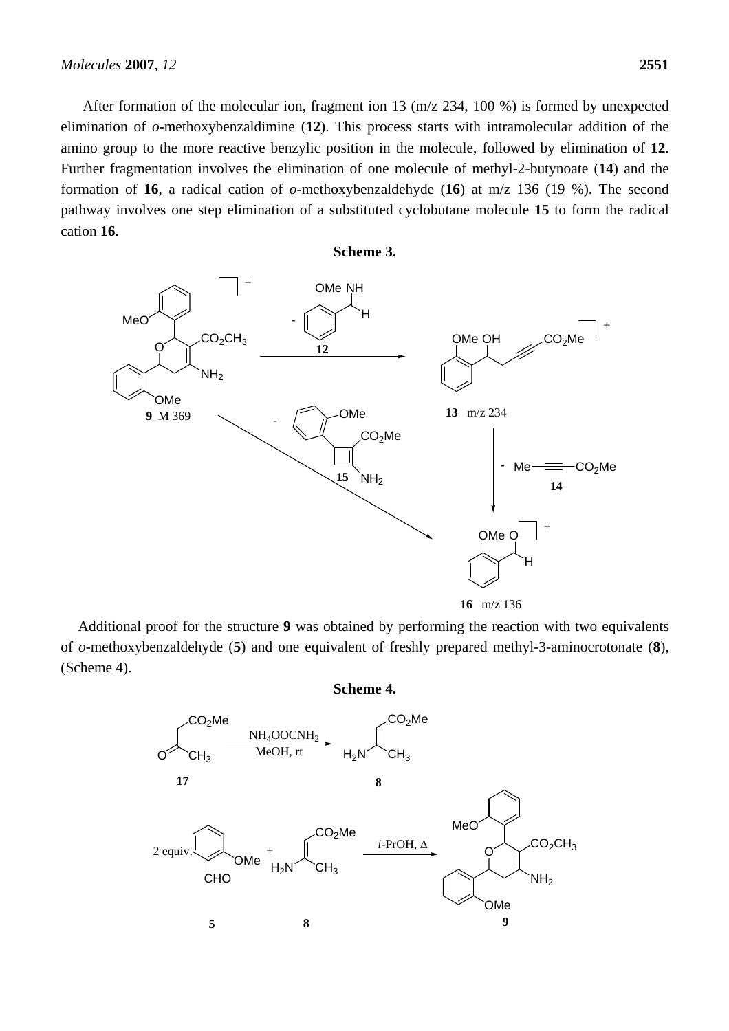After formation of the molecular ion, fragment ion 13 (m/z 234, 100 %) is formed by unexpected elimination of *o*-methoxybenzaldimine (**12**). This process starts with intramolecular addition of the amino group to the more reactive benzylic position in the molecule, followed by elimination of **12**. Further fragmentation involves the elimination of one molecule of methyl-2-butynoate (**14**) and the formation of **16**, a radical cation of *o*-methoxybenzaldehyde (**16**) at m/z 136 (19 %). The second pathway involves one step elimination of a substituted cyclobutane molecule **15** to form the radical cation **16**.

**Scheme 3.**

Additional proof for the structure **9** was obtained by performing the reaction with two equivalents of *o*-methoxybenzaldehyde (**5**) and one equivalent of freshly prepared methyl-3-aminocrotonate (**8**), (Scheme 4).

**Scheme 4.**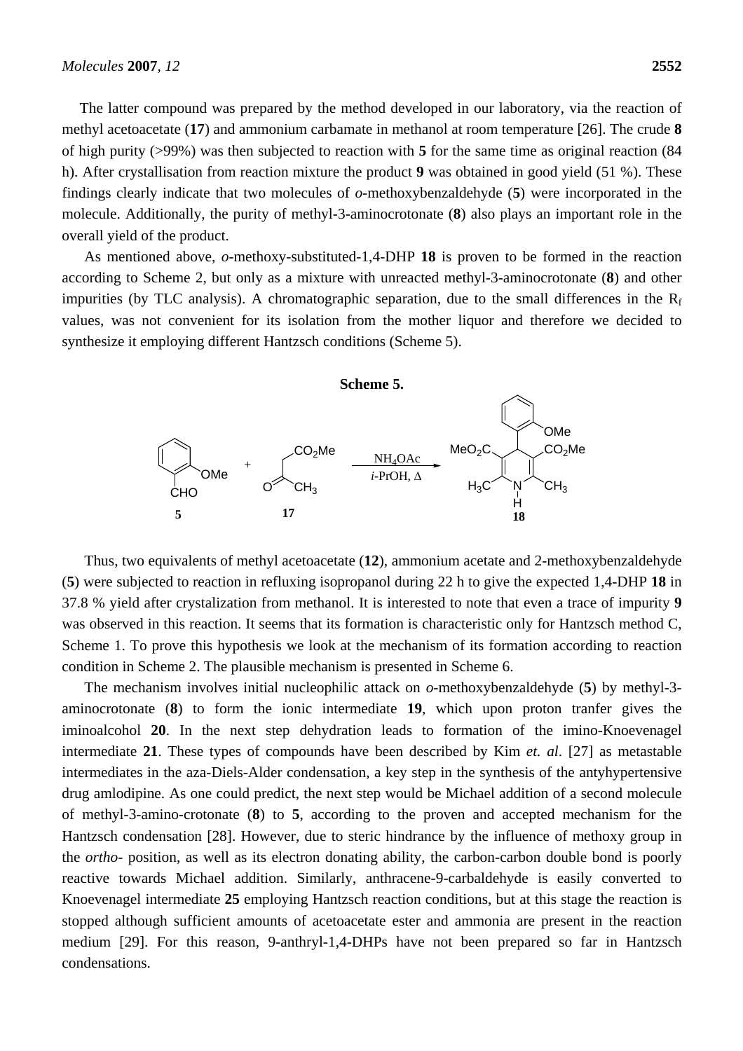The latter compound was prepared by the method developed in our laboratory, via the reaction of methyl acetoacetate (**17**) and ammonium carbamate in methanol at room temperature [26]. The crude **8** of high purity (>99%) was then subjected to reaction with **5** for the same time as original reaction (84 h). After crystallisation from reaction mixture the product **9** was obtained in good yield (51 %). These findings clearly indicate that two molecules of *o*-methoxybenzaldehyde (**5**) were incorporated in the molecule. Additionally, the purity of methyl-3-aminocrotonate (**8**) also plays an important role in the overall yield of the product.

As mentioned above, *o*-methoxy-substituted-1,4-DHP **18** is proven to be formed in the reaction according to Scheme 2, but only as a mixture with unreacted methyl-3-aminocrotonate (**8**) and other impurities (by TLC analysis). A chromatographic separation, due to the small differences in the $R_f$ values, was not convenient for its isolation from the mother liquor and therefore we decided to synthesize it employing different Hantzsch conditions (Scheme 5).

**Scheme 5.**

**5** + **17** $\xrightarrow[i\text{-PrOH, }\Delta]{NH_4OAc}$ **18**

Thus, two equivalents of methyl acetoacetate (**12**), ammonium acetate and 2-methoxybenzaldehyde (**5**) were subjected to reaction in refluxing isopropanol during 22 h to give the expected 1,4-DHP **18** in 37.8 % yield after crystalization from methanol. It is interested to note that even a trace of impurity **9** was observed in this reaction. It seems that its formation is characteristic only for Hantzsch method C, Scheme 1. To prove this hypothesis we look at the mechanism of its formation according to reaction condition in Scheme 2. The plausible mechanism is presented in Scheme 6.

The mechanism involves initial nucleophilic attack on *o*-methoxybenzaldehyde (**5**) by methyl-3-aminocrotonate (**8**) to form the ionic intermediate **19**, which upon proton tranfer gives the iminoalcohol **20**. In the next step dehydration leads to formation of the imino-Knoevenagel intermediate **21**. These types of compounds have been described by Kim *et. al*. [27] as metastable intermediates in the aza-Diels-Alder condensation, a key step in the synthesis of the antyhypertensive drug amlodipine. As one could predict, the next step would be Michael addition of a second molecule of methyl-3-amino-crotonate (**8**) to **5**, according to the proven and accepted mechanism for the Hantzsch condensation [28]. However, due to steric hindrance by the influence of methoxy group in the *ortho*- position, as well as its electron donating ability, the carbon-carbon double bond is poorly reactive towards Michael addition. Similarly, anthracene-9-carbaldehyde is easily converted to Knoevenagel intermediate **25** employing Hantzsch reaction conditions, but at this stage the reaction is stopped although sufficient amounts of acetoacetate ester and ammonia are present in the reaction medium [29]. For this reason, 9-anthryl-1,4-DHPs have not been prepared so far in Hantzsch condensations.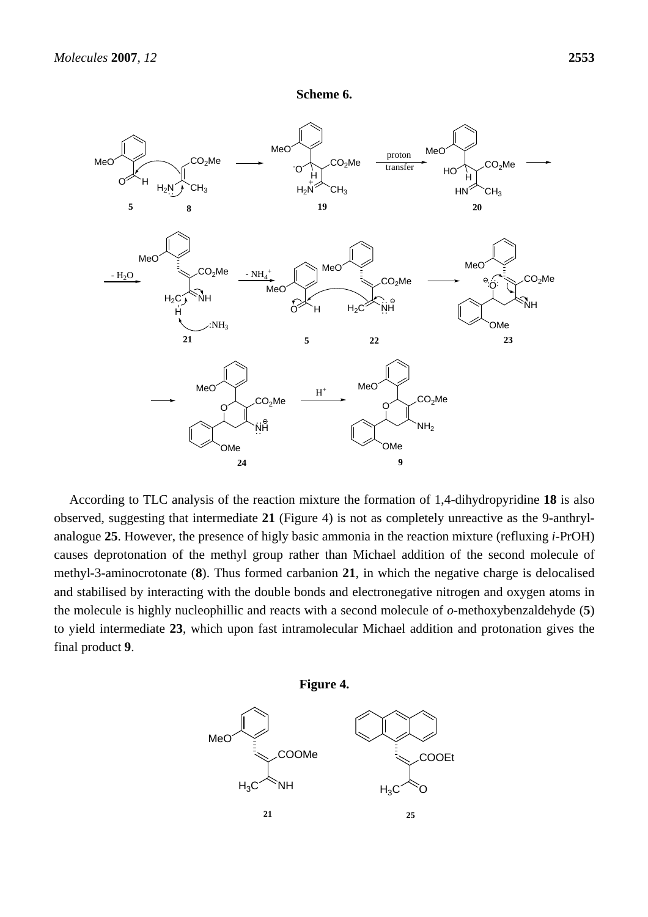**Scheme 6.**

According to TLC analysis of the reaction mixture the formation of 1,4-dihydropyridine **18** is also observed, suggesting that intermediate **21** (Figure 4) is not as completely unreactive as the 9-anthryl-analogue **25**. However, the presence of higly basic ammonia in the reaction mixture (refluxing *i*-PrOH) causes deprotonation of the methyl group rather than Michael addition of the second molecule of methyl-3-aminocrotonate (**8**). Thus formed carbanion **21**, in which the negative charge is delocalised and stabilised by interacting with the double bonds and electronegative nitrogen and oxygen atoms in the molecule is highly nucleophillic and reacts with a second molecule of *o*-methoxybenzaldehyde (**5**) to yield intermediate **23**, which upon fast intramolecular Michael addition and protonation gives the final product **9**.

**Figure 4.**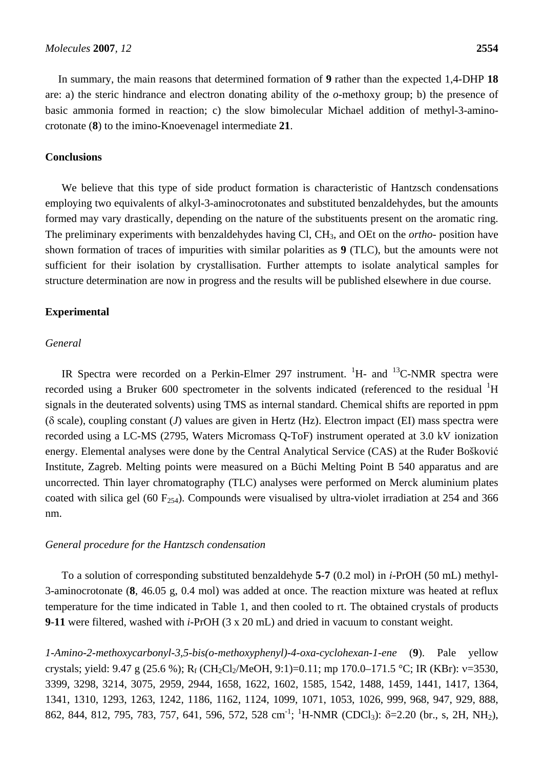In summary, the main reasons that determined formation of **9** rather than the expected 1,4-DHP **18** are: a) the steric hindrance and electron donating ability of the *o*-methoxy group; b) the presence of basic ammonia formed in reaction; c) the slow bimolecular Michael addition of methyl-3-amino-crotonate (**8**) to the imino-Knoevenagel intermediate **21**.

## Conclusions

We believe that this type of side product formation is characteristic of Hantzsch condensations employing two equivalents of alkyl-3-aminocrotonates and substituted benzaldehydes, but the amounts formed may vary drastically, depending on the nature of the substituents present on the aromatic ring. The preliminary experiments with benzaldehydes having Cl, $CH_3$, and OEt on the *ortho*- position have shown formation of traces of impurities with similar polarities as **9** (TLC), but the amounts were not sufficient for their isolation by crystallisation. Further attempts to isolate analytical samples for structure determination are now in progress and the results will be published elsewhere in due course.

## Experimental

### *General*

IR Spectra were recorded on a Perkin-Elmer 297 instrument. $^{1}H$- and $^{13}C$-NMR spectra were recorded using a Bruker 600 spectrometer in the solvents indicated (referenced to the residual $^{1}H$ signals in the deuterated solvents) using TMS as internal standard. Chemical shifts are reported in ppm ($\delta$ scale), coupling constant ($J$) values are given in Hertz (Hz). Electron impact (EI) mass spectra were recorded using a LC-MS (2795, Waters Micromass Q-ToF) instrument operated at 3.0 kV ionization energy. Elemental analyses were done by the Central Analytical Service (CAS) at the Ruđer Bošković Institute, Zagreb. Melting points were measured on a Büchi Melting Point B 540 apparatus and are uncorrected. Thin layer chromatography (TLC) analyses were performed on Merck aluminium plates coated with silica gel (60 $F_{254}$). Compounds were visualised by ultra-violet irradiation at 254 and 366 nm.

### *General procedure for the Hantzsch condensation*

To a solution of corresponding substituted benzaldehyde **5**-**7** (0.2 mol) in *i*-PrOH (50 mL) methyl-3-aminocrotonate (**8**, 46.05 g, 0.4 mol) was added at once. The reaction mixture was heated at reflux temperature for the time indicated in Table 1, and then cooled to rt. The obtained crystals of products **9**-**11** were filtered, washed with *i*-PrOH (3 x 20 mL) and dried in vacuum to constant weight.

*1-Amino-2-methoxycarbonyl-3,5-bis(o-methoxyphenyl)-4-oxa-cyclohexan-1-ene* (**9**). Pale yellow crystals; yield: 9.47 g (25.6 %); $R_f$ ($CH_2Cl_2$/MeOH, 9:1)=0.11; mp 170.0–171.5 °C; IR (KBr): $\nu$=3530, 3399, 3298, 3214, 3075, 2959, 2944, 1658, 1622, 1602, 1585, 1542, 1488, 1459, 1441, 1417, 1364, 1341, 1310, 1293, 1263, 1242, 1186, 1162, 1124, 1099, 1071, 1053, 1026, 999, 968, 947, 929, 888, 862, 844, 812, 795, 783, 757, 641, 596, 572, 528 $cm^{-1}$; $^{1}H$-NMR ($CDCl_3$): $\delta$=2.20 (br., s, 2H, $NH_2$),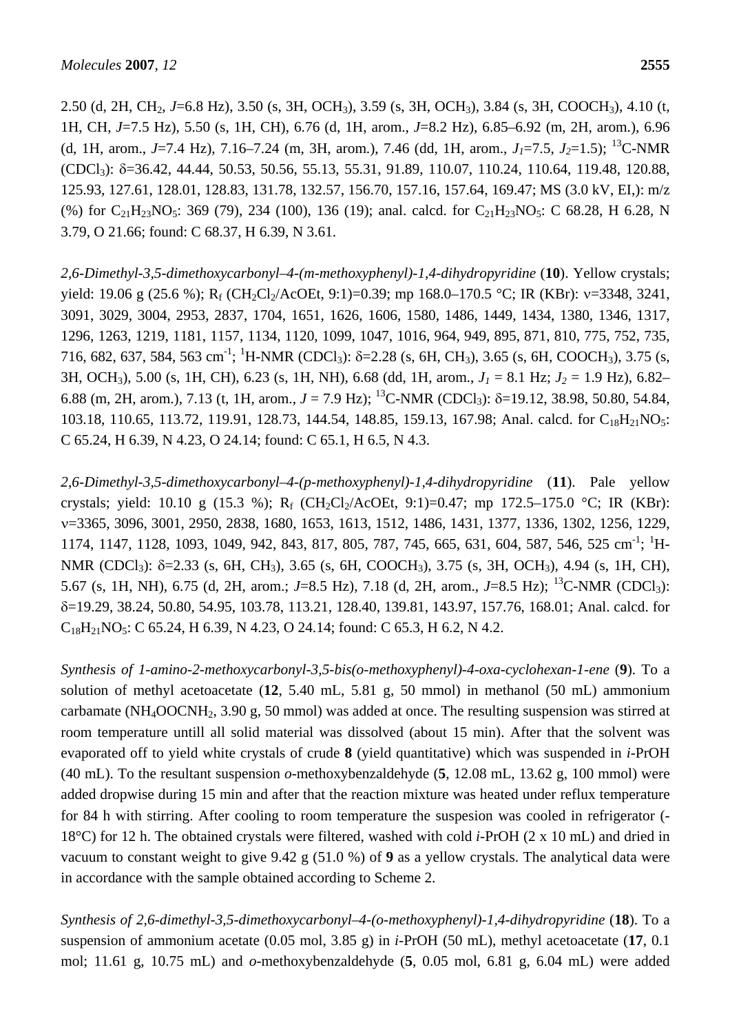2.50 (d, 2H, $CH_2$, $J$=6.8 Hz), 3.50 (s, 3H, $OCH_3$), 3.59 (s, 3H, $OCH_3$), 3.84 (s, 3H, $COOCH_3$), 4.10 (t, 1H, CH, $J$=7.5 Hz), 5.50 (s, 1H, CH), 6.76 (d, 1H, arom., $J$=8.2 Hz), 6.85–6.92 (m, 2H, arom.), 6.96 (d, 1H, arom., $J$=7.4 Hz), 7.16–7.24 (m, 3H, arom.), 7.46 (dd, 1H, arom., $J_1$=7.5, $J_2$=1.5); $^{13}$C-NMR ($CDCl_3$): δ=36.42, 44.44, 50.53, 50.56, 55.13, 55.31, 91.89, 110.07, 110.24, 110.64, 119.48, 120.88, 125.93, 127.61, 128.01, 128.83, 131.78, 132.57, 156.70, 157.16, 157.64, 169.47; MS (3.0 kV, EI,): m/z (%) for $C_{21}H_{23}NO_5$: 369 (79), 234 (100), 136 (19); anal. calcd. for $C_{21}H_{23}NO_5$: C 68.28, H 6.28, N 3.79, O 21.66; found: C 68.37, H 6.39, N 3.61.

*2,6-Dimethyl-3,5-dimethoxycarbonyl–4-(m-methoxyphenyl)-1,4-dihydropyridine* (**10**). Yellow crystals; yield: 19.06 g (25.6 %); $R_f$ ($CH_2Cl_2$/AcOEt, 9:1)=0.39; mp 168.0–170.5 °C; IR (KBr): ν=3348, 3241, 3091, 3029, 3004, 2953, 2837, 1704, 1651, 1626, 1606, 1580, 1486, 1449, 1434, 1380, 1346, 1317, 1296, 1263, 1219, 1181, 1157, 1134, 1120, 1099, 1047, 1016, 964, 949, 895, 871, 810, 775, 752, 735, 716, 682, 637, 584, 563 $cm^{-1}$; $^1$H-NMR ($CDCl_3$): δ=2.28 (s, 6H, $CH_3$), 3.65 (s, 6H, $COOCH_3$), 3.75 (s, 3H, $OCH_3$), 5.00 (s, 1H, CH), 6.23 (s, 1H, NH), 6.68 (dd, 1H, arom., $J_1$ = 8.1 Hz; $J_2$ = 1.9 Hz), 6.82–6.88 (m, 2H, arom.), 7.13 (t, 1H, arom., $J$ = 7.9 Hz); $^{13}$C-NMR ($CDCl_3$): δ=19.12, 38.98, 50.80, 54.84, 103.18, 110.65, 113.72, 119.91, 128.73, 144.54, 148.85, 159.13, 167.98; Anal. calcd. for $C_{18}H_{21}NO_5$: C 65.24, H 6.39, N 4.23, O 24.14; found: C 65.1, H 6.5, N 4.3.

*2,6-Dimethyl-3,5-dimethoxycarbonyl–4-(p-methoxyphenyl)-1,4-dihydropyridine* (**11**). Pale yellow crystals; yield: 10.10 g (15.3 %); $R_f$ ($CH_2Cl_2$/AcOEt, 9:1)=0.47; mp 172.5–175.0 °C; IR (KBr): ν=3365, 3096, 3001, 2950, 2838, 1680, 1653, 1613, 1512, 1486, 1431, 1377, 1336, 1302, 1256, 1229, 1174, 1147, 1128, 1093, 1049, 942, 843, 817, 805, 787, 745, 665, 631, 604, 587, 546, 525 $cm^{-1}$; $^1$H-NMR ($CDCl_3$): δ=2.33 (s, 6H, $CH_3$), 3.65 (s, 6H, $COOCH_3$), 3.75 (s, 3H, $OCH_3$), 4.94 (s, 1H, CH), 5.67 (s, 1H, NH), 6.75 (d, 2H, arom.; $J$=8.5 Hz), 7.18 (d, 2H, arom., $J$=8.5 Hz); $^{13}$C-NMR ($CDCl_3$): δ=19.29, 38.24, 50.80, 54.95, 103.78, 113.21, 128.40, 139.81, 143.97, 157.76, 168.01; Anal. calcd. for $C_{18}H_{21}NO_5$: C 65.24, H 6.39, N 4.23, O 24.14; found: C 65.3, H 6.2, N 4.2.

*Synthesis of 1-amino-2-methoxycarbonyl-3,5-bis(o-methoxyphenyl)-4-oxa-cyclohexan-1-ene* (**9**). To a solution of methyl acetoacetate (**12**, 5.40 mL, 5.81 g, 50 mmol) in methanol (50 mL) ammonium carbamate ($NH_4OOCNH_2$, 3.90 g, 50 mmol) was added at once. The resulting suspension was stirred at room temperature untill all solid material was dissolved (about 15 min). After that the solvent was evaporated off to yield white crystals of crude **8** (yield quantitative) which was suspended in *i*-PrOH (40 mL). To the resultant suspension *o*-methoxybenzaldehyde (**5**, 12.08 mL, 13.62 g, 100 mmol) were added dropwise during 15 min and after that the reaction mixture was heated under reflux temperature for 84 h with stirring. After cooling to room temperature the suspesion was cooled in refrigerator (-18°C) for 12 h. The obtained crystals were filtered, washed with cold *i*-PrOH (2 x 10 mL) and dried in vacuum to constant weight to give 9.42 g (51.0 %) of **9** as a yellow crystals. The analytical data were in accordance with the sample obtained according to Scheme 2.

*Synthesis of 2,6-dimethyl-3,5-dimethoxycarbonyl–4-(o-methoxyphenyl)-1,4-dihydropyridine* (**18**). To a suspension of ammonium acetate (0.05 mol, 3.85 g) in *i*-PrOH (50 mL), methyl acetoacetate (**17**, 0.1 mol; 11.61 g, 10.75 mL) and *o*-methoxybenzaldehyde (**5**, 0.05 mol, 6.81 g, 6.04 mL) were added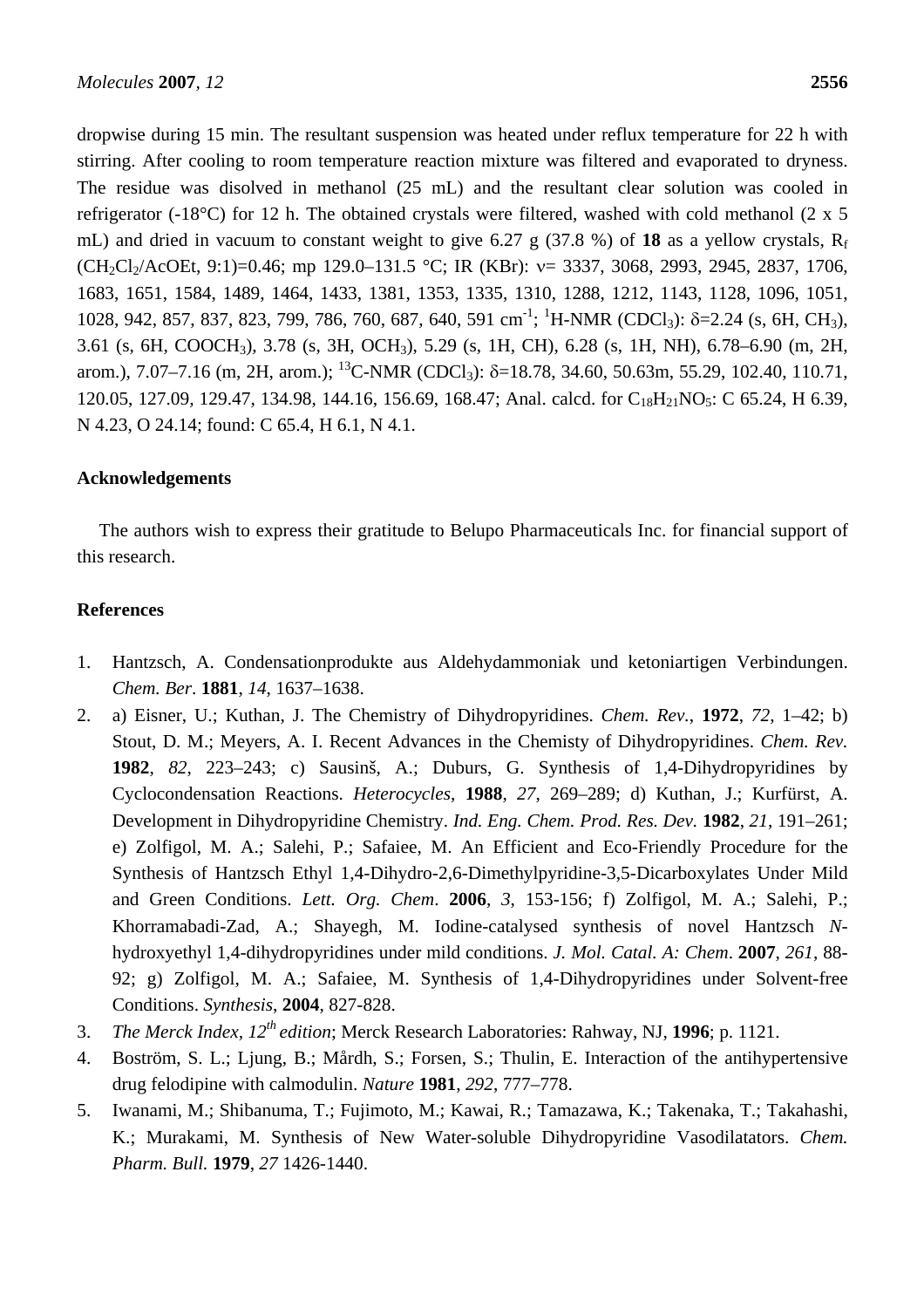dropwise during 15 min. The resultant suspension was heated under reflux temperature for 22 h with stirring. After cooling to room temperature reaction mixture was filtered and evaporated to dryness. The residue was disolved in methanol (25 mL) and the resultant clear solution was cooled in refrigerator (-18°C) for 12 h. The obtained crystals were filtered, washed with cold methanol (2 x 5 mL) and dried in vacuum to constant weight to give 6.27 g (37.8 %) of **18** as a yellow crystals, $R_f$ ($CH_2Cl_2$/AcOEt, 9:1)=0.46; mp 129.0–131.5 °C; IR (KBr): ν= 3337, 3068, 2993, 2945, 2837, 1706, 1683, 1651, 1584, 1489, 1464, 1433, 1381, 1353, 1335, 1310, 1288, 1212, 1143, 1128, 1096, 1051, 1028, 942, 857, 837, 823, 799, 786, 760, 687, 640, 591 $cm^{-1}$; $^1$H-NMR ($CDCl_3$): δ=2.24 (s, 6H, $CH_3$), 3.61 (s, 6H, $COOCH_3$), 3.78 (s, 3H, $OCH_3$), 5.29 (s, 1H, CH), 6.28 (s, 1H, NH), 6.78–6.90 (m, 2H, arom.), 7.07–7.16 (m, 2H, arom.); $^{13}$C-NMR ($CDCl_3$): δ=18.78, 34.60, 50.63m, 55.29, 102.40, 110.71, 120.05, 127.09, 129.47, 134.98, 144.16, 156.69, 168.47; Anal. calcd. for $C_{18}H_{21}NO_5$: C 65.24, H 6.39, N 4.23, O 24.14; found: C 65.4, H 6.1, N 4.1.

## Acknowledgements

The authors wish to express their gratitude to Belupo Pharmaceuticals Inc. for financial support of this research.

## References

1. Hantzsch, A. Condensationprodukte aus Aldehydammoniak und ketoniartigen Verbindungen. *Chem. Ber*. **1881**, *14*, 1637–1638.
2. a) Eisner, U.; Kuthan, J. The Chemistry of Dihydropyridines. *Chem. Rev.*, **1972**, *72*, 1–42; b) Stout, D. M.; Meyers, A. I. Recent Advances in the Chemisty of Dihydropyridines. *Chem. Rev.* **1982**, *82*, 223–243; c) Sausinš, A.; Duburs, G. Synthesis of 1,4-Dihydropyridines by Cyclocondensation Reactions. *Heterocycles*, **1988**, *27*, 269–289; d) Kuthan, J.; Kurfürst, A. Development in Dihydropyridine Chemistry. *Ind. Eng. Chem. Prod. Res. Dev*. **1982**, *21*, 191–261; e) Zolfigol, M. A.; Salehi, P.; Safaiee, M. An Efficient and Eco-Friendly Procedure for the Synthesis of Hantzsch Ethyl 1,4-Dihydro-2,6-Dimethylpyridine-3,5-Dicarboxylates Under Mild and Green Conditions. *Lett. Org. Chem*. **2006**, *3*, 153-156; f) Zolfigol, M. A.; Salehi, P.; Khorramabadi-Zad, A.; Shayegh, M. Iodine-catalysed synthesis of novel Hantzsch *N*-hydroxyethyl 1,4-dihydropyridines under mild conditions. *J. Mol. Catal. A: Chem*. **2007**, *261*, 88-92; g) Zolfigol, M. A.; Safaiee, M. Synthesis of 1,4-Dihydropyridines under Solvent-free Conditions. *Synthesis*, **2004**, 827-828.
3. *The Merck Index, 12th edition*; Merck Research Laboratories: Rahway, NJ, **1996**; p. 1121.
4. Boström, S. L.; Ljung, B.; Mårdh, S.; Forsen, S.; Thulin, E. Interaction of the antihypertensive drug felodipine with calmodulin. *Nature* **1981**, *292*, 777–778.
5. Iwanami, M.; Shibanuma, T.; Fujimoto, M.; Kawai, R.; Tamazawa, K.; Takenaka, T.; Takahashi, K.; Murakami, M. Synthesis of New Water-soluble Dihydropyridine Vasodilatators. *Chem. Pharm. Bull.* **1979**, *27* 1426-1440.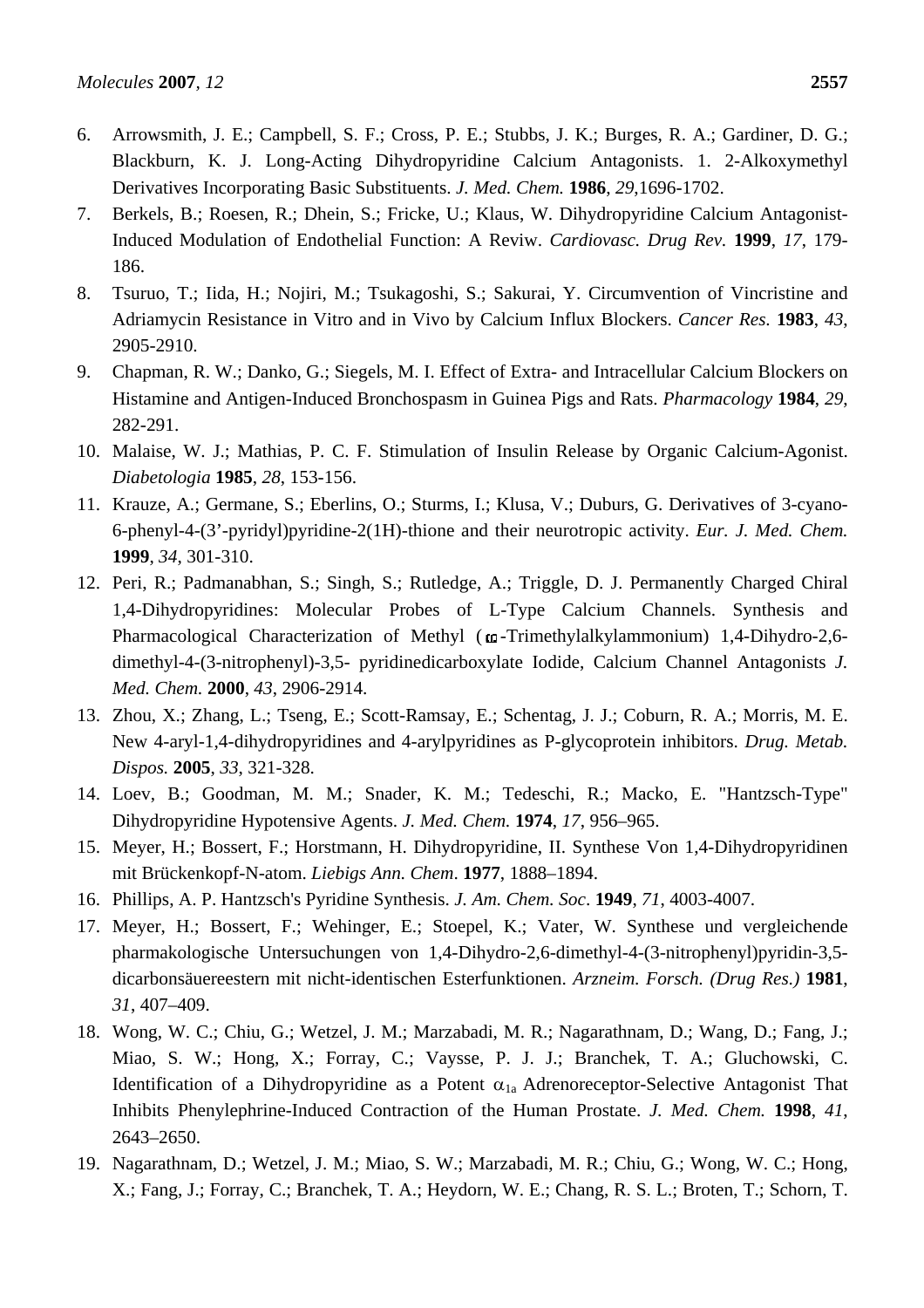6. Arrowsmith, J. E.; Campbell, S. F.; Cross, P. E.; Stubbs, J. K.; Burges, R. A.; Gardiner, D. G.; Blackburn, K. J. Long-Acting Dihydropyridine Calcium Antagonists. 1. 2-Alkoxymethyl Derivatives Incorporating Basic Substituents. *J. Med. Chem.* **1986**, *29*,1696-1702.
7. Berkels, B.; Roesen, R.; Dhein, S.; Fricke, U.; Klaus, W. Dihydropyridine Calcium Antagonist-Induced Modulation of Endothelial Function: A Reviw. *Cardiovasc. Drug Rev.* **1999**, *17*, 179-186.
8. Tsuruo, T.; Iida, H.; Nojiri, M.; Tsukagoshi, S.; Sakurai, Y. Circumvention of Vincristine and Adriamycin Resistance in Vitro and in Vivo by Calcium Influx Blockers. *Cancer Res.* **1983**, *43*, 2905-2910.
9. Chapman, R. W.; Danko, G.; Siegels, M. I. Effect of Extra- and Intracellular Calcium Blockers on Histamine and Antigen-Induced Bronchospasm in Guinea Pigs and Rats. *Pharmacology* **1984**, *29*, 282-291.
10. Malaise, W. J.; Mathias, P. C. F. Stimulation of Insulin Release by Organic Calcium-Agonist. *Diabetologia* **1985**, *28*, 153-156.
11. Krauze, A.; Germane, S.; Eberlins, O.; Sturms, I.; Klusa, V.; Duburs, G. Derivatives of 3-cyano-6-phenyl-4-(3'-pyridyl)pyridine-2(1H)-thione and their neurotropic activity. *Eur. J. Med. Chem.* **1999**, *34*, 301-310.
12. Peri, R.; Padmanabhan, S.; Singh, S.; Rutledge, A.; Triggle, D. J. Permanently Charged Chiral 1,4-Dihydropyridines: Molecular Probes of L-Type Calcium Channels. Synthesis and Pharmacological Characterization of Methyl ($\omega$-Trimethylalkylammonium) 1,4-Dihydro-2,6-dimethyl-4-(3-nitrophenyl)-3,5- pyridinedicarboxylate Iodide, Calcium Channel Antagonists *J. Med. Chem.* **2000**, *43*, 2906-2914.
13. Zhou, X.; Zhang, L.; Tseng, E.; Scott-Ramsay, E.; Schentag, J. J.; Coburn, R. A.; Morris, M. E. New 4-aryl-1,4-dihydropyridines and 4-arylpyridines as P-glycoprotein inhibitors. *Drug. Metab. Dispos.* **2005**, *33*, 321-328.
14. Loev, B.; Goodman, M. M.; Snader, K. M.; Tedeschi, R.; Macko, E. "Hantzsch-Type" Dihydropyridine Hypotensive Agents. *J. Med. Chem.* **1974**, *17*, 956–965.
15. Meyer, H.; Bossert, F.; Horstmann, H. Dihydropyridine, II. Synthese Von 1,4-Dihydropyridinen mit Brückenkopf-N-atom. *Liebigs Ann. Chem*. **1977**, 1888–1894.
16. Phillips, A. P. Hantzsch's Pyridine Synthesis. *J. Am. Chem. Soc*. **1949**, *71*, 4003-4007.
17. Meyer, H.; Bossert, F.; Wehinger, E.; Stoepel, K.; Vater, W. Synthese und vergleichende pharmakologische Untersuchungen von 1,4-Dihydro-2,6-dimethyl-4-(3-nitrophenyl)pyridin-3,5-dicarbonsäuereestern mit nicht-identischen Esterfunktionen. *Arzneim. Forsch. (Drug Res.)* **1981**, *31*, 407–409.
18. Wong, W. C.; Chiu, G.; Wetzel, J. M.; Marzabadi, M. R.; Nagarathnam, D.; Wang, D.; Fang, J.; Miao, S. W.; Hong, X.; Forray, C.; Vaysse, P. J. J.; Branchek, T. A.; Gluchowski, C. Identification of a Dihydropyridine as a Potent $\alpha_{1a}$ Adrenoreceptor-Selective Antagonist That Inhibits Phenylephrine-Induced Contraction of the Human Prostate. *J. Med. Chem.* **1998**, *41*, 2643–2650.
19. Nagarathnam, D.; Wetzel, J. M.; Miao, S. W.; Marzabadi, M. R.; Chiu, G.; Wong, W. C.; Hong, X.; Fang, J.; Forray, C.; Branchek, T. A.; Heydorn, W. E.; Chang, R. S. L.; Broten, T.; Schorn, T.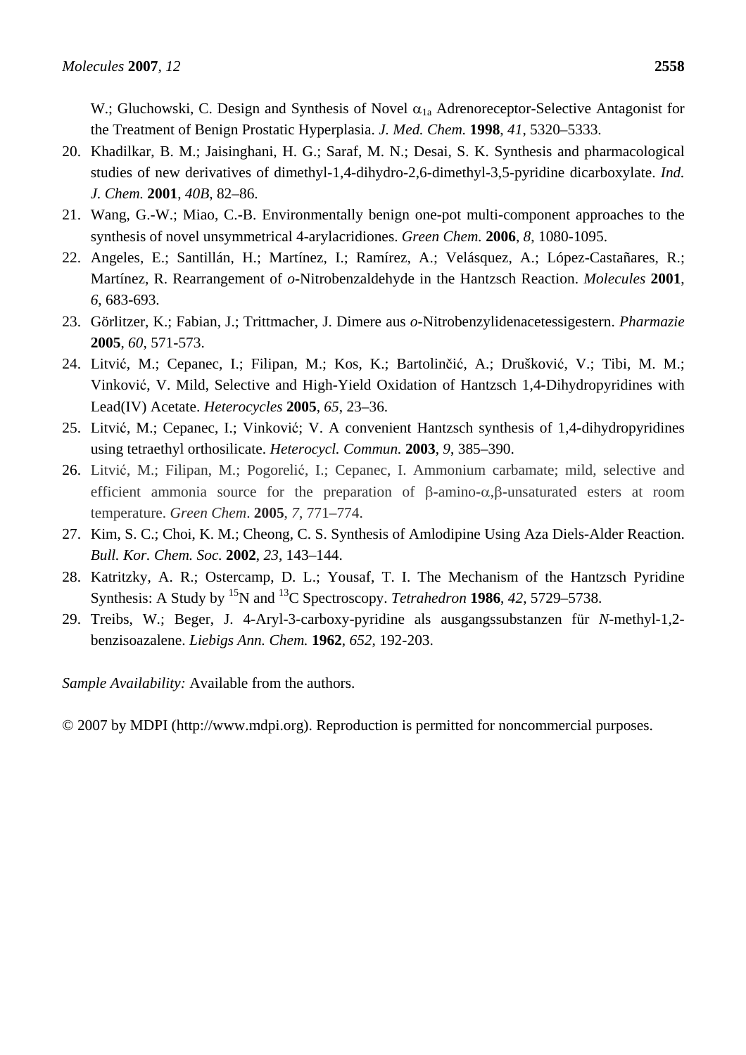W.; Gluchowski, C. Design and Synthesis of Novel $\alpha_{1a}$ Adrenoreceptor-Selective Antagonist for the Treatment of Benign Prostatic Hyperplasia. *J. Med. Chem.* **1998**, *41*, 5320–5333.

20. Khadilkar, B. M.; Jaisinghani, H. G.; Saraf, M. N.; Desai, S. K. Synthesis and pharmacological studies of new derivatives of dimethyl-1,4-dihydro-2,6-dimethyl-3,5-pyridine dicarboxylate. *Ind. J. Chem.* **2001**, *40B*, 82–86.
21. Wang, G.-W.; Miao, C.-B. Environmentally benign one-pot multi-component approaches to the synthesis of novel unsymmetrical 4-arylacridiones. *Green Chem.* **2006**, *8*, 1080-1095.
22. Angeles, E.; Santillán, H.; Martínez, I.; Ramírez, A.; Velásquez, A.; López-Castañares, R.; Martínez, R. Rearrangement of *o*-Nitrobenzaldehyde in the Hantzsch Reaction. *Molecules* **2001**, *6*, 683-693.
23. Görlitzer, K.; Fabian, J.; Trittmacher, J. Dimere aus *o*-Nitrobenzylidenacetessigestern. *Pharmazie* **2005**, *60*, 571-573.
24. Litvić, M.; Cepanec, I.; Filipan, M.; Kos, K.; Bartolinčić, A.; Drušković, V.; Tibi, M. M.; Vinković, V. Mild, Selective and High-Yield Oxidation of Hantzsch 1,4-Dihydropyridines with Lead(IV) Acetate. *Heterocycles* **2005**, *65*, 23–36.
25. Litvić, M.; Cepanec, I.; Vinković; V. A convenient Hantzsch synthesis of 1,4-dihydropyridines using tetraethyl orthosilicate. *Heterocycl. Commun.* **2003**, *9*, 385–390.
26. Litvić, M.; Filipan, M.; Pogorelić, I.; Cepanec, I. Ammonium carbamate; mild, selective and efficient ammonia source for the preparation of β-amino-α,β-unsaturated esters at room temperature. *Green Chem*. **2005**, *7*, 771–774.
27. Kim, S. C.; Choi, K. M.; Cheong, C. S. Synthesis of Amlodipine Using Aza Diels-Alder Reaction. *Bull. Kor. Chem. Soc.* **2002**, *23*, 143–144.
28. Katritzky, A. R.; Ostercamp, D. L.; Yousaf, T. I. The Mechanism of the Hantzsch Pyridine Synthesis: A Study by $^{15}$N and $^{13}$C Spectroscopy. *Tetrahedron* **1986**, *42*, 5729–5738.
29. Treibs, W.; Beger, J. 4-Aryl-3-carboxy-pyridine als ausgangssubstanzen für *N*-methyl-1,2-benzisoazalene. *Liebigs Ann. Chem.* **1962**, *652*, 192-203.

*Sample Availability:* Available from the authors.

© 2007 by MDPI (http://www.mdpi.org). Reproduction is permitted for noncommercial purposes.